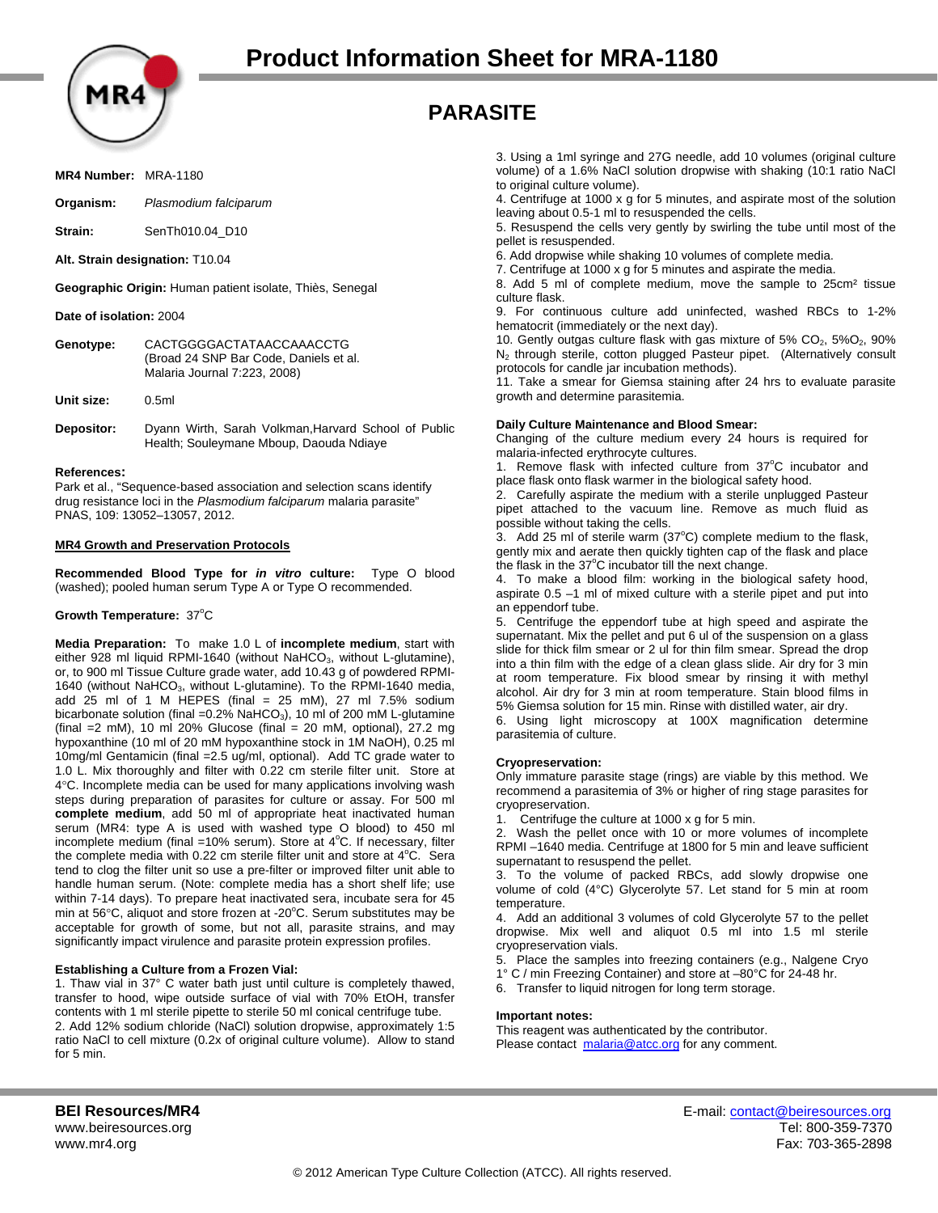# Product Information Sheet for MRA-1180

## PARASITE

**MR4 Number:** MRA-1180

**Organism:** *Plasmodium falciparum*

**Strain:** SenTh010.04_D10

**Alt. Strain designation:** T10.04

**Geographic Origin:** Human patient isolate, Thiès, Senegal

**Date of isolation:** 2004

**Genotype:** CACTGGGGACTATAACCAAACCTG (Broad 24 SNP Bar Code, Daniels et al. Malaria Journal 7:223, 2008)

**Unit size:** 0.5ml

**Depositor:** Dyann Wirth, Sarah Volkman,Harvard School of Public Health; Souleymane Mboup, Daouda Ndiaye

**References:**
Park et al., "Sequence-based association and selection scans identify drug resistance loci in the *Plasmodium falciparum* malaria parasite" PNAS, 109: 13052–13057, 2012.

### MR4 Growth and Preservation Protocols

**Recommended Blood Type for *in vitro* culture:** Type O blood (washed); pooled human serum Type A or Type O recommended.

**Growth Temperature:** 37°C

**Media Preparation:** To make 1.0 L of **incomplete medium**, start with either 928 ml liquid RPMI-1640 (without $NaHCO_3$, without L-glutamine), or, to 900 ml Tissue Culture grade water, add 10.43 g of powdered RPMI-1640 (without $NaHCO_3$, without L-glutamine). To the RPMI-1640 media, add 25 ml of 1 M HEPES (final = 25 mM), 27 ml 7.5% sodium bicarbonate solution (final =0.2% $NaHCO_3$), 10 ml of 200 mM L-glutamine (final =2 mM), 10 ml 20% Glucose (final = 20 mM, optional), 27.2 mg hypoxanthine (10 ml of 20 mM hypoxanthine stock in 1M NaOH), 0.25 ml 10mg/ml Gentamicin (final =2.5 ug/ml, optional). Add TC grade water to 1.0 L. Mix thoroughly and filter with 0.22 cm sterile filter unit. Store at 4°C. Incomplete media can be used for many applications involving wash steps during preparation of parasites for culture or assay. For 500 ml **complete medium**, add 50 ml of appropriate heat inactivated human serum (MR4: type A is used with washed type O blood) to 450 ml incomplete medium (final =10% serum). Store at 4°C. If necessary, filter the complete media with 0.22 cm sterile filter unit and store at 4°C. Sera tend to clog the filter unit so use a pre-filter or improved filter unit able to handle human serum. (Note: complete media has a short shelf life; use within 7-14 days). To prepare heat inactivated sera, incubate sera for 45 min at 56°C, aliquot and store frozen at -20°C. Serum substitutes may be acceptable for growth of some, but not all, parasite strains, and may significantly impact virulence and parasite protein expression profiles.

**Establishing a Culture from a Frozen Vial:**

1. Thaw vial in 37° C water bath just until culture is completely thawed, transfer to hood, wipe outside surface of vial with 70% EtOH, transfer contents with 1 ml sterile pipette to sterile 50 ml conical centrifuge tube.
2. Add 12% sodium chloride (NaCl) solution dropwise, approximately 1:5 ratio NaCl to cell mixture (0.2x of original culture volume). Allow to stand for 5 min.
3. Using a 1ml syringe and 27G needle, add 10 volumes (original culture volume) of a 1.6% NaCl solution dropwise with shaking (10:1 ratio NaCl to original culture volume).
4. Centrifuge at 1000 x g for 5 minutes, and aspirate most of the solution leaving about 0.5-1 ml to resuspended the cells.
5. Resuspend the cells very gently by swirling the tube until most of the pellet is resuspended.
6. Add dropwise while shaking 10 volumes of complete media.
7. Centrifuge at 1000 x g for 5 minutes and aspirate the media.
8. Add 5 ml of complete medium, move the sample to 25cm² tissue culture flask.
9. For continuous culture add uninfected, washed RBCs to 1-2% hematocrit (immediately or the next day).
10. Gently outgas culture flask with gas mixture of 5% $CO_2$, 5%$O_2$, 90% $N_2$ through sterile, cotton plugged Pasteur pipet. (Alternatively consult protocols for candle jar incubation methods).
11. Take a smear for Giemsa staining after 24 hrs to evaluate parasite growth and determine parasitemia.

**Daily Culture Maintenance and Blood Smear:**
Changing of the culture medium every 24 hours is required for malaria-infected erythrocyte cultures.

1. Remove flask with infected culture from 37°C incubator and place flask onto flask warmer in the biological safety hood.
2. Carefully aspirate the medium with a sterile unplugged Pasteur pipet attached to the vacuum line. Remove as much fluid as possible without taking the cells.
3. Add 25 ml of sterile warm (37°C) complete medium to the flask, gently mix and aerate then quickly tighten cap of the flask and place the flask in the 37°C incubator till the next change.
4. To make a blood film: working in the biological safety hood, aspirate 0.5 –1 ml of mixed culture with a sterile pipet and put into an eppendorf tube.
5. Centrifuge the eppendorf tube at high speed and aspirate the supernatant. Mix the pellet and put 6 ul of the suspension on a glass slide for thick film smear or 2 ul for thin film smear. Spread the drop into a thin film with the edge of a clean glass slide. Air dry for 3 min at room temperature. Fix blood smear by rinsing it with methyl alcohol. Air dry for 3 min at room temperature. Stain blood films in 5% Giemsa solution for 15 min. Rinse with distilled water, air dry.
6. Using light microscopy at 100X magnification determine parasitemia of culture.

**Cryopreservation:**
Only immature parasite stage (rings) are viable by this method. We recommend a parasitemia of 3% or higher of ring stage parasites for cryopreservation.

1. Centrifuge the culture at 1000 x g for 5 min.
2. Wash the pellet once with 10 or more volumes of incomplete RPMI –1640 media. Centrifuge at 1800 for 5 min and leave sufficient supernatant to resuspend the pellet.
3. To the volume of packed RBCs, add slowly dropwise one volume of cold (4°C) Glycerolyte 57. Let stand for 5 min at room temperature.
4. Add an additional 3 volumes of cold Glycerolyte 57 to the pellet dropwise. Mix well and aliquot 0.5 ml into 1.5 ml sterile cryopreservation vials.
5. Place the samples into freezing containers (e.g., Nalgene Cryo 1° C / min Freezing Container) and store at –80°C for 24-48 hr.
6. Transfer to liquid nitrogen for long term storage.

**Important notes:**
This reagent was authenticated by the contributor.
Please contact malaria@atcc.org for any comment.

**BEI Resources/MR4**
www.beiresources.org
www.mr4.org

E-mail: contact@beiresources.org
Tel: 800-359-7370
Fax: 703-365-2898

© 2012 American Type Culture Collection (ATCC). All rights reserved.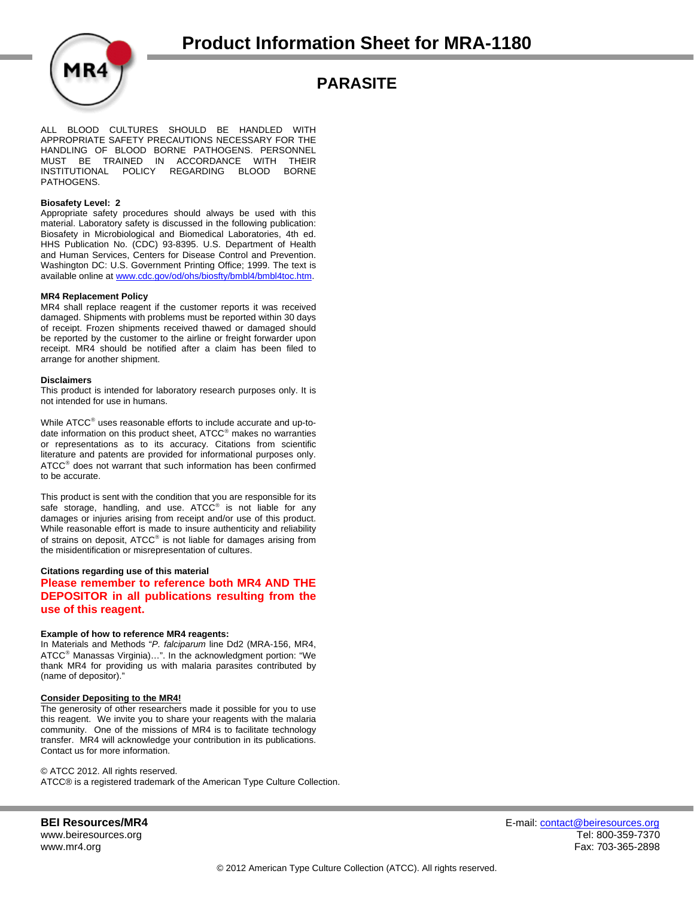# Product Information Sheet for MRA-1180

## PARASITE

ALL BLOOD CULTURES SHOULD BE HANDLED WITH APPROPRIATE SAFETY PRECAUTIONS NECESSARY FOR THE HANDLING OF BLOOD BORNE PATHOGENS. PERSONNEL MUST BE TRAINED IN ACCORDANCE WITH THEIR INSTITUTIONAL POLICY REGARDING BLOOD BORNE PATHOGENS.

**Biosafety Level: 2**
Appropriate safety procedures should always be used with this material. Laboratory safety is discussed in the following publication: Biosafety in Microbiological and Biomedical Laboratories, 4th ed. HHS Publication No. (CDC) 93-8395. U.S. Department of Health and Human Services, Centers for Disease Control and Prevention. Washington DC: U.S. Government Printing Office; 1999. The text is available online at www.cdc.gov/od/ohs/biosfty/bmbl4/bmbl4toc.htm.

**MR4 Replacement Policy**
MR4 shall replace reagent if the customer reports it was received damaged. Shipments with problems must be reported within 30 days of receipt. Frozen shipments received thawed or damaged should be reported by the customer to the airline or freight forwarder upon receipt. MR4 should be notified after a claim has been filed to arrange for another shipment.

**Disclaimers**
This product is intended for laboratory research purposes only. It is not intended for use in humans.

While ATCC® uses reasonable efforts to include accurate and up-to-date information on this product sheet, ATCC® makes no warranties or representations as to its accuracy. Citations from scientific literature and patents are provided for informational purposes only. ATCC® does not warrant that such information has been confirmed to be accurate.

This product is sent with the condition that you are responsible for its safe storage, handling, and use. ATCC® is not liable for any damages or injuries arising from receipt and/or use of this product. While reasonable effort is made to insure authenticity and reliability of strains on deposit, ATCC® is not liable for damages arising from the misidentification or misrepresentation of cultures.

**Citations regarding use of this material**
**Please remember to reference both MR4 AND THE DEPOSITOR in all publications resulting from the use of this reagent.**

**Example of how to reference MR4 reagents:**
In Materials and Methods "*P. falciparum* line Dd2 (MRA-156, MR4, ATCC® Manassas Virginia)…". In the acknowledgment portion: "We thank MR4 for providing us with malaria parasites contributed by (name of depositor)."

**Consider Depositing to the MR4!**
The generosity of other researchers made it possible for you to use this reagent. We invite you to share your reagents with the malaria community. One of the missions of MR4 is to facilitate technology transfer. MR4 will acknowledge your contribution in its publications. Contact us for more information.

© ATCC 2012. All rights reserved.
ATCC® is a registered trademark of the American Type Culture Collection.

**BEI Resources/MR4**
www.beiresources.org
www.mr4.org

E-mail: contact@beiresources.org
Tel: 800-359-7370
Fax: 703-365-2898

© 2012 American Type Culture Collection (ATCC). All rights reserved.